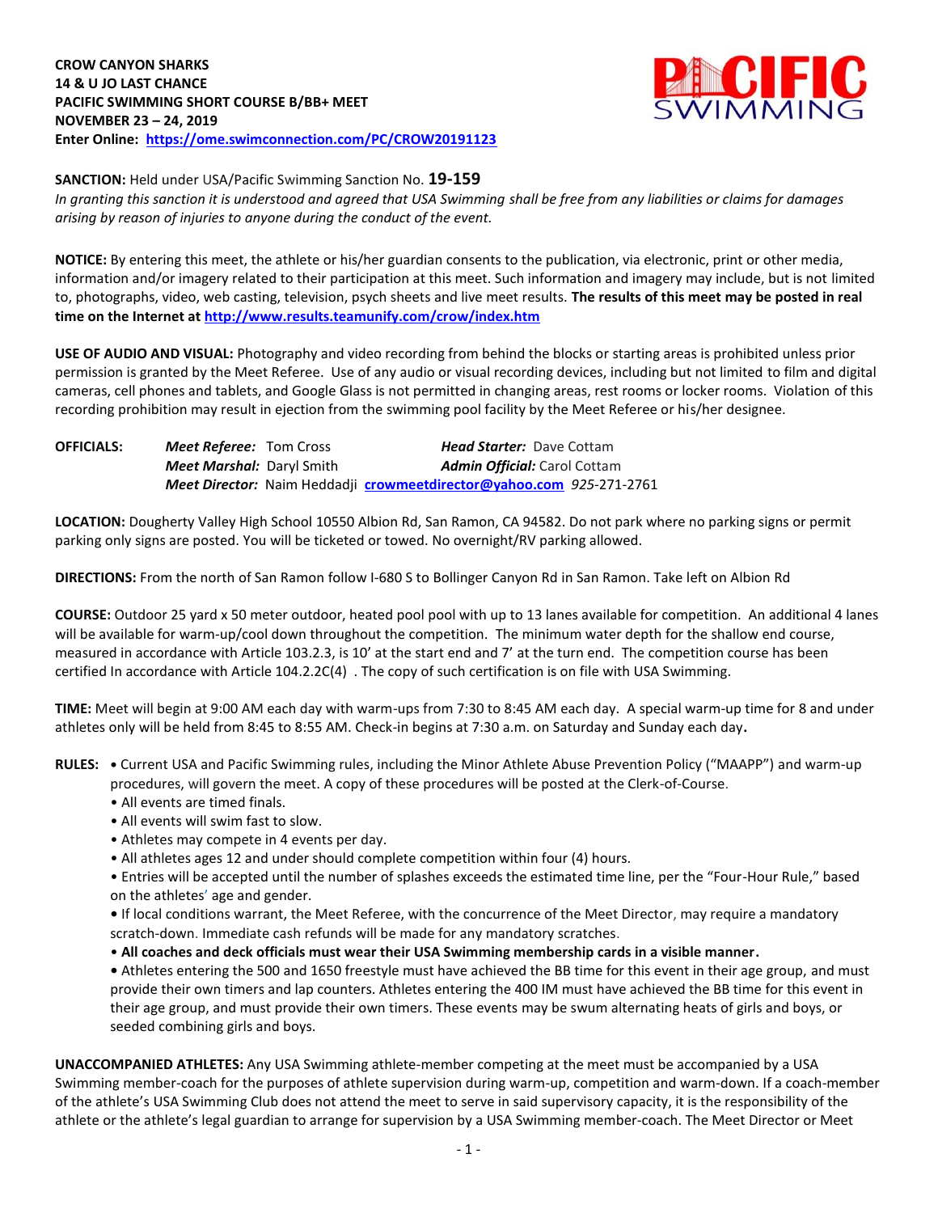**CROW CANYON SHARKS**
**14 & U JO LAST CHANCE**
**PACIFIC SWIMMING SHORT COURSE B/BB+ MEET**
**NOVEMBER 23 – 24, 2019**
**Enter Online: https://ome.swimconnection.com/PC/CROW20191123**

**SANCTION:** Held under USA/Pacific Swimming Sanction No. **19-159**
*In granting this sanction it is understood and agreed that USA Swimming shall be free from any liabilities or claims for damages arising by reason of injuries to anyone during the conduct of the event.*

**NOTICE:** By entering this meet, the athlete or his/her guardian consents to the publication, via electronic, print or other media, information and/or imagery related to their participation at this meet. Such information and imagery may include, but is not limited to, photographs, video, web casting, television, psych sheets and live meet results. **The results of this meet may be posted in real time on the Internet at http://www.results.teamunify.com/crow/index.htm**

**USE OF AUDIO AND VISUAL:** Photography and video recording from behind the blocks or starting areas is prohibited unless prior permission is granted by the Meet Referee. Use of any audio or visual recording devices, including but not limited to film and digital cameras, cell phones and tablets, and Google Glass is not permitted in changing areas, rest rooms or locker rooms. Violation of this recording prohibition may result in ejection from the swimming pool facility by the Meet Referee or his/her designee.

**OFFICIALS:**
***Meet Referee:*** Tom Cross
***Head Starter:*** Dave Cottam
***Meet Marshal:*** Daryl Smith
***Admin Official:*** Carol Cottam
***Meet Director:*** Naim Heddadji **crowmeetdirector@yahoo.com** *925*-271-2761

**LOCATION:** Dougherty Valley High School 10550 Albion Rd, San Ramon, CA 94582. Do not park where no parking signs or permit parking only signs are posted. You will be ticketed or towed. No overnight/RV parking allowed.

**DIRECTIONS:** From the north of San Ramon follow I-680 S to Bollinger Canyon Rd in San Ramon. Take left on Albion Rd

**COURSE:** Outdoor 25 yard x 50 meter outdoor, heated pool pool with up to 13 lanes available for competition. An additional 4 lanes will be available for warm-up/cool down throughout the competition. The minimum water depth for the shallow end course, measured in accordance with Article 103.2.3, is 10' at the start end and 7' at the turn end. The competition course has been certified In accordance with Article 104.2.2C(4) . The copy of such certification is on file with USA Swimming.

**TIME:** Meet will begin at 9:00 AM each day with warm-ups from 7:30 to 8:45 AM each day. A special warm-up time for 8 and under athletes only will be held from 8:45 to 8:55 AM. Check-in begins at 7:30 a.m. on Saturday and Sunday each day**.**

**RULES:**
- Current USA and Pacific Swimming rules, including the Minor Athlete Abuse Prevention Policy ("MAAPP") and warm-up procedures, will govern the meet. A copy of these procedures will be posted at the Clerk-of-Course.
- All events are timed finals.
- All events will swim fast to slow.
- Athletes may compete in 4 events per day.
- All athletes ages 12 and under should complete competition within four (4) hours.
- Entries will be accepted until the number of splashes exceeds the estimated time line, per the "Four-Hour Rule," based on the athletes' age and gender.
- If local conditions warrant, the Meet Referee, with the concurrence of the Meet Director, may require a mandatory scratch-down. Immediate cash refunds will be made for any mandatory scratches.
- **All coaches and deck officials must wear their USA Swimming membership cards in a visible manner.**
- Athletes entering the 500 and 1650 freestyle must have achieved the BB time for this event in their age group, and must provide their own timers and lap counters. Athletes entering the 400 IM must have achieved the BB time for this event in their age group, and must provide their own timers. These events may be swum alternating heats of girls and boys, or seeded combining girls and boys.

**UNACCOMPANIED ATHLETES:** Any USA Swimming athlete-member competing at the meet must be accompanied by a USA Swimming member-coach for the purposes of athlete supervision during warm-up, competition and warm-down. If a coach-member of the athlete's USA Swimming Club does not attend the meet to serve in said supervisory capacity, it is the responsibility of the athlete or the athlete's legal guardian to arrange for supervision by a USA Swimming member-coach. The Meet Director or Meet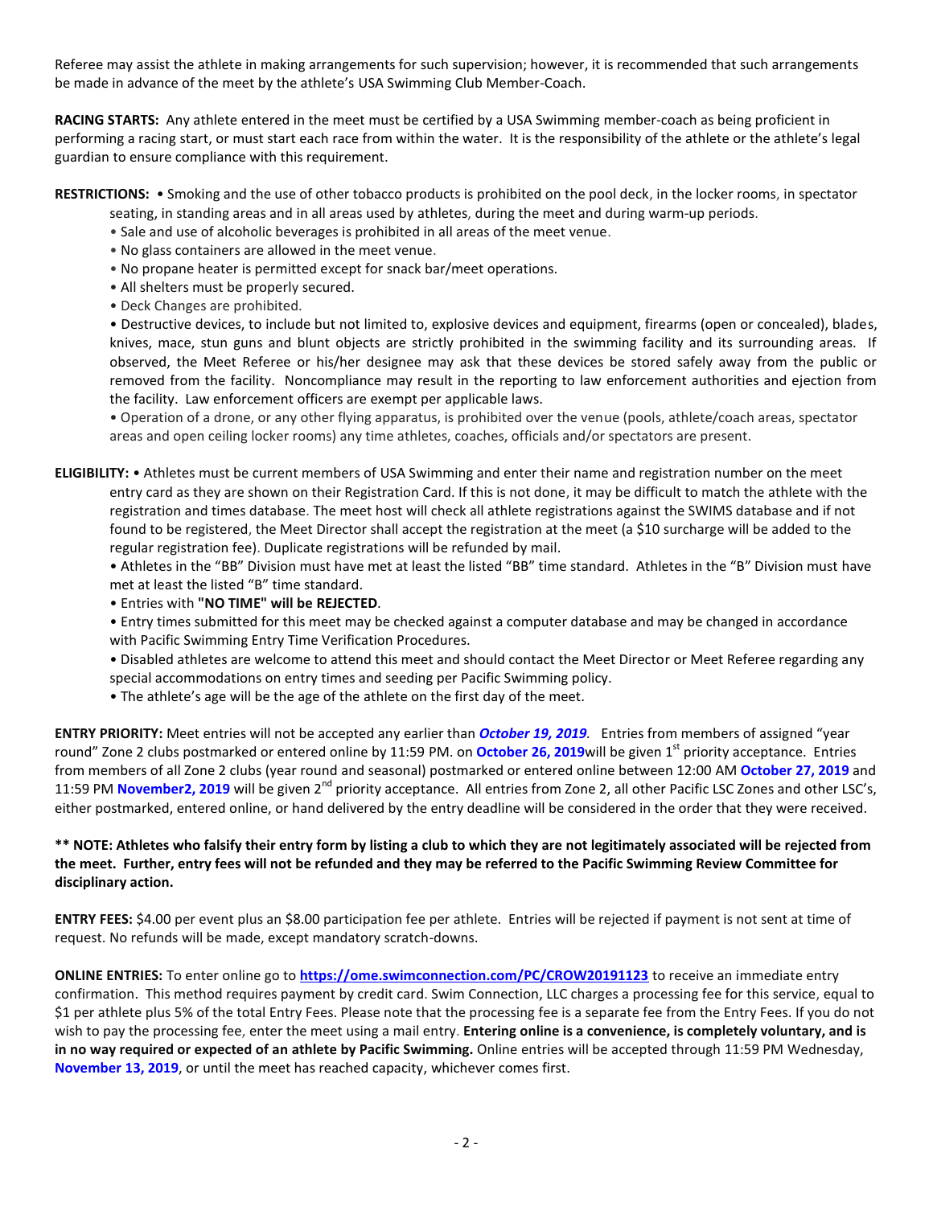Referee may assist the athlete in making arrangements for such supervision; however, it is recommended that such arrangements be made in advance of the meet by the athlete's USA Swimming Club Member-Coach.

**RACING STARTS:** Any athlete entered in the meet must be certified by a USA Swimming member-coach as being proficient in performing a racing start, or must start each race from within the water. It is the responsibility of the athlete or the athlete's legal guardian to ensure compliance with this requirement.

**RESTRICTIONS:** • Smoking and the use of other tobacco products is prohibited on the pool deck, in the locker rooms, in spectator seating, in standing areas and in all areas used by athletes, during the meet and during warm-up periods.

• Sale and use of alcoholic beverages is prohibited in all areas of the meet venue.
• No glass containers are allowed in the meet venue.
• No propane heater is permitted except for snack bar/meet operations.
• All shelters must be properly secured.
• Deck Changes are prohibited.
• Destructive devices, to include but not limited to, explosive devices and equipment, firearms (open or concealed), blades, knives, mace, stun guns and blunt objects are strictly prohibited in the swimming facility and its surrounding areas. If observed, the Meet Referee or his/her designee may ask that these devices be stored safely away from the public or removed from the facility. Noncompliance may result in the reporting to law enforcement authorities and ejection from the facility. Law enforcement officers are exempt per applicable laws.
• Operation of a drone, or any other flying apparatus, is prohibited over the venue (pools, athlete/coach areas, spectator areas and open ceiling locker rooms) any time athletes, coaches, officials and/or spectators are present.

**ELIGIBILITY:** • Athletes must be current members of USA Swimming and enter their name and registration number on the meet entry card as they are shown on their Registration Card. If this is not done, it may be difficult to match the athlete with the registration and times database. The meet host will check all athlete registrations against the SWIMS database and if not found to be registered, the Meet Director shall accept the registration at the meet (a $10 surcharge will be added to the regular registration fee). Duplicate registrations will be refunded by mail.

• Athletes in the "BB" Division must have met at least the listed "BB" time standard. Athletes in the "B" Division must have met at least the listed "B" time standard.
• Entries with **"NO TIME" will be REJECTED**.
• Entry times submitted for this meet may be checked against a computer database and may be changed in accordance with Pacific Swimming Entry Time Verification Procedures.
• Disabled athletes are welcome to attend this meet and should contact the Meet Director or Meet Referee regarding any special accommodations on entry times and seeding per Pacific Swimming policy.
• The athlete's age will be the age of the athlete on the first day of the meet.

**ENTRY PRIORITY:** Meet entries will not be accepted any earlier than ***October 19, 2019***. Entries from members of assigned "year round" Zone 2 clubs postmarked or entered online by 11:59 PM. on **October 26, 2019**will be given 1st priority acceptance. Entries from members of all Zone 2 clubs (year round and seasonal) postmarked or entered online between 12:00 AM **October 27, 2019** and 11:59 PM **November2, 2019** will be given 2nd priority acceptance. All entries from Zone 2, all other Pacific LSC Zones and other LSC's, either postmarked, entered online, or hand delivered by the entry deadline will be considered in the order that they were received.

**\*\* NOTE: Athletes who falsify their entry form by listing a club to which they are not legitimately associated will be rejected from the meet. Further, entry fees will not be refunded and they may be referred to the Pacific Swimming Review Committee for disciplinary action.**

**ENTRY FEES:** $4.00 per event plus an $8.00 participation fee per athlete. Entries will be rejected if payment is not sent at time of request. No refunds will be made, except mandatory scratch-downs.

**ONLINE ENTRIES:** To enter online go to **https://ome.swimconnection.com/PC/CROW20191123** to receive an immediate entry confirmation. This method requires payment by credit card. Swim Connection, LLC charges a processing fee for this service, equal to $1 per athlete plus 5% of the total Entry Fees. Please note that the processing fee is a separate fee from the Entry Fees. If you do not wish to pay the processing fee, enter the meet using a mail entry. **Entering online is a convenience, is completely voluntary, and is in no way required or expected of an athlete by Pacific Swimming.** Online entries will be accepted through 11:59 PM Wednesday, **November 13, 2019**, or until the meet has reached capacity, whichever comes first.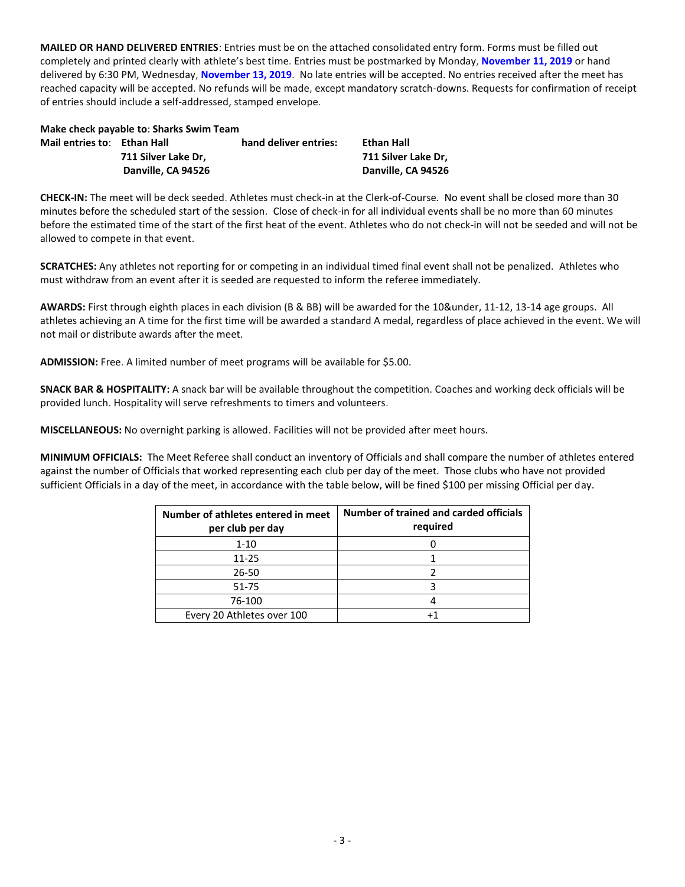**MAILED OR HAND DELIVERED ENTRIES**: Entries must be on the attached consolidated entry form. Forms must be filled out completely and printed clearly with athlete's best time. Entries must be postmarked by Monday, **November 11, 2019** or hand delivered by 6:30 PM, Wednesday, **November 13, 2019**. No late entries will be accepted. No entries received after the meet has reached capacity will be accepted. No refunds will be made, except mandatory scratch-downs. Requests for confirmation of receipt of entries should include a self-addressed, stamped envelope.

**Make check payable to**: **Sharks Swim Team**

**Mail entries to**: **Ethan Hall**
**711 Silver Lake Dr,**
**Danville, CA 94526**

**hand deliver entries:** **Ethan Hall**
**711 Silver Lake Dr,**
**Danville, CA 94526**

**CHECK-IN:** The meet will be deck seeded. Athletes must check-in at the Clerk-of-Course. No event shall be closed more than 30 minutes before the scheduled start of the session. Close of check-in for all individual events shall be no more than 60 minutes before the estimated time of the start of the first heat of the event. Athletes who do not check-in will not be seeded and will not be allowed to compete in that event.

**SCRATCHES:** Any athletes not reporting for or competing in an individual timed final event shall not be penalized. Athletes who must withdraw from an event after it is seeded are requested to inform the referee immediately.

**AWARDS:** First through eighth places in each division (B & BB) will be awarded for the 10&under, 11-12, 13-14 age groups. All athletes achieving an A time for the first time will be awarded a standard A medal, regardless of place achieved in the event. We will not mail or distribute awards after the meet.

**ADMISSION:** Free. A limited number of meet programs will be available for $5.00.

**SNACK BAR & HOSPITALITY:** A snack bar will be available throughout the competition. Coaches and working deck officials will be provided lunch. Hospitality will serve refreshments to timers and volunteers.

**MISCELLANEOUS:** No overnight parking is allowed. Facilities will not be provided after meet hours.

**MINIMUM OFFICIALS:** The Meet Referee shall conduct an inventory of Officials and shall compare the number of athletes entered against the number of Officials that worked representing each club per day of the meet. Those clubs who have not provided sufficient Officials in a day of the meet, in accordance with the table below, will be fined $100 per missing Official per day.

| Number of athletes entered in meet per club per day | Number of trained and carded officials required |
|---|---|
| 1-10 | 0 |
| 11-25 | 1 |
| 26-50 | 2 |
| 51-75 | 3 |
| 76-100 | 4 |
| Every 20 Athletes over 100 | +1 |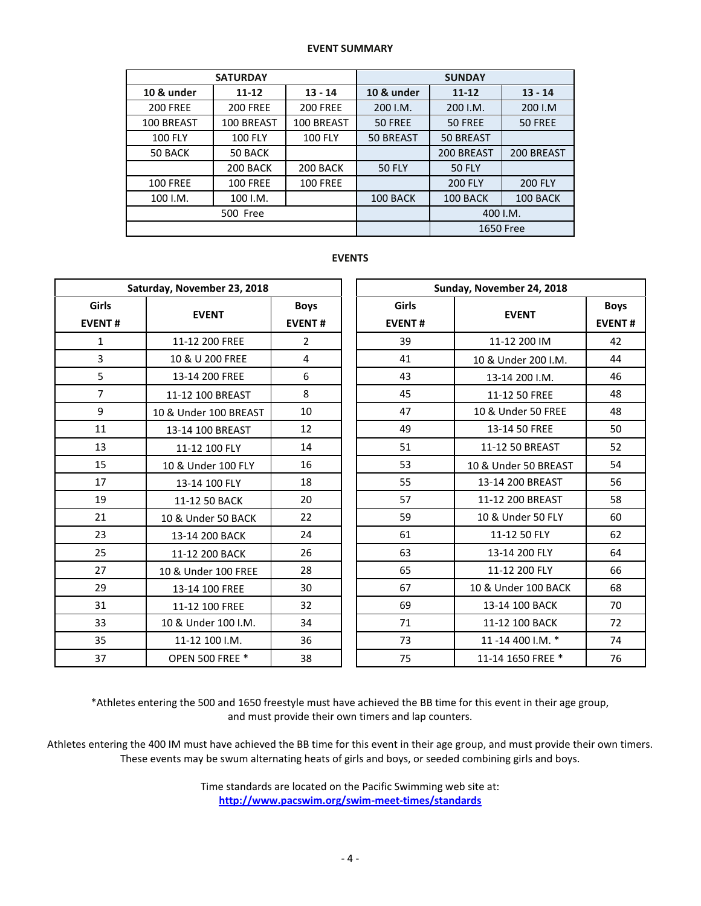**EVENT SUMMARY**

| SATURDAY | | | SUNDAY | | |
|---|---|---|---|---|---|
| **10 & under** | **11-12** | **13 - 14** | **10 & under** | **11-12** | **13 - 14** |
| 200 FREE | 200 FREE | 200 FREE | 200 I.M. | 200 I.M. | 200 I.M |
| 100 BREAST | 100 BREAST | 100 BREAST | 50 FREE | 50 FREE | 50 FREE |
| 100 FLY | 100 FLY | 100 FLY | 50 BREAST | 50 BREAST | |
| 50 BACK | 50 BACK | | | 200 BREAST | 200 BREAST |
| | 200 BACK | 200 BACK | 50 FLY | 50 FLY | |
| 100 FREE | 100 FREE | 100 FREE | | 200 FLY | 200 FLY |
| 100 I.M. | 100 I.M. | | 100 BACK | 100 BACK | 100 BACK |
| 500 Free | | | | 400 I.M. | |
| | | | | 1650 Free | |

**EVENTS**

| Saturday, November 23, 2018 | | |
|---|---|---|
| **Girls EVENT #** | **EVENT** | **Boys EVENT #** |
| 1 | 11-12 200 FREE | 2 |
| 3 | 10 & U 200 FREE | 4 |
| 5 | 13-14 200 FREE | 6 |
| 7 | 11-12 100 BREAST | 8 |
| 9 | 10 & Under 100 BREAST | 10 |
| 11 | 13-14 100 BREAST | 12 |
| 13 | 11-12 100 FLY | 14 |
| 15 | 10 & Under 100 FLY | 16 |
| 17 | 13-14 100 FLY | 18 |
| 19 | 11-12 50 BACK | 20 |
| 21 | 10 & Under 50 BACK | 22 |
| 23 | 13-14 200 BACK | 24 |
| 25 | 11-12 200 BACK | 26 |
| 27 | 10 & Under 100 FREE | 28 |
| 29 | 13-14 100 FREE | 30 |
| 31 | 11-12 100 FREE | 32 |
| 33 | 10 & Under 100 I.M. | 34 |
| 35 | 11-12 100 I.M. | 36 |
| 37 | OPEN 500 FREE * | 38 |

| Sunday, November 24, 2018 | | |
|---|---|---|
| **Girls EVENT #** | **EVENT** | **Boys EVENT #** |
| 39 | 11-12 200 IM | 42 |
| 41 | 10 & Under 200 I.M. | 44 |
| 43 | 13-14 200 I.M. | 46 |
| 45 | 11-12 50 FREE | 48 |
| 47 | 10 & Under 50 FREE | 48 |
| 49 | 13-14 50 FREE | 50 |
| 51 | 11-12 50 BREAST | 52 |
| 53 | 10 & Under 50 BREAST | 54 |
| 55 | 13-14 200 BREAST | 56 |
| 57 | 11-12 200 BREAST | 58 |
| 59 | 10 & Under 50 FLY | 60 |
| 61 | 11-12 50 FLY | 62 |
| 63 | 13-14 200 FLY | 64 |
| 65 | 11-12 200 FLY | 66 |
| 67 | 10 & Under 100 BACK | 68 |
| 69 | 13-14 100 BACK | 70 |
| 71 | 11-12 100 BACK | 72 |
| 73 | 11 -14 400 I.M. * | 74 |
| 75 | 11-14 1650 FREE * | 76 |

*Athletes entering the 500 and 1650 freestyle must have achieved the BB time for this event in their age group, and must provide their own timers and lap counters.

Athletes entering the 400 IM must have achieved the BB time for this event in their age group, and must provide their own timers. These events may be swum alternating heats of girls and boys, or seeded combining girls and boys.

Time standards are located on the Pacific Swimming web site at:
[http://www.pacswim.org/swim-meet-times/standards](http://www.pacswim.org/swim-meet-times/standards)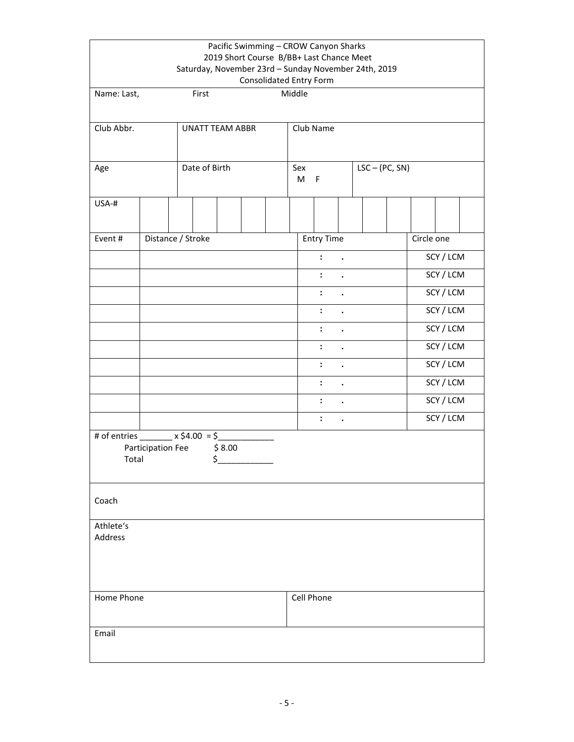Pacific Swimming – CROW Canyon Sharks
2019 Short Course B/BB+ Last Chance Meet
Saturday, November 23rd – Sunday November 24th, 2019
Consolidated Entry Form

| Name: Last, | First | Middle |
|---|---|---|
| | | |

| Club Abbr. | UNATT TEAM ABBR | Club Name |
|---|---|---|
| | | |

| Age | Date of Birth | Sex M F | LSC – (PC, SN) |
|---|---|---|---|
| | | | |

| USA-# | | | | | | | | | | | | | | |
|---|---|---|---|---|---|---|---|---|---|---|---|---|---|---|
| | | | | | | | | | | | | | | |

| Event # | Distance / Stroke | Entry Time | Circle one |
|---|---|---|---|
| | | : . | SCY / LCM |
| | | : . | SCY / LCM |
| | | : . | SCY / LCM |
| | | : . | SCY / LCM |
| | | : . | SCY / LCM |
| | | : . | SCY / LCM |
| | | : . | SCY / LCM |
| | | : . | SCY / LCM |
| | | : . | SCY / LCM |
| | | : . | SCY / LCM |

# of entries _______ x $4.00 = $____________

Participation Fee $ 8.00

Total $____________

Coach

Athlete's Address

| Home Phone | Cell Phone |
|---|---|
| | |

Email